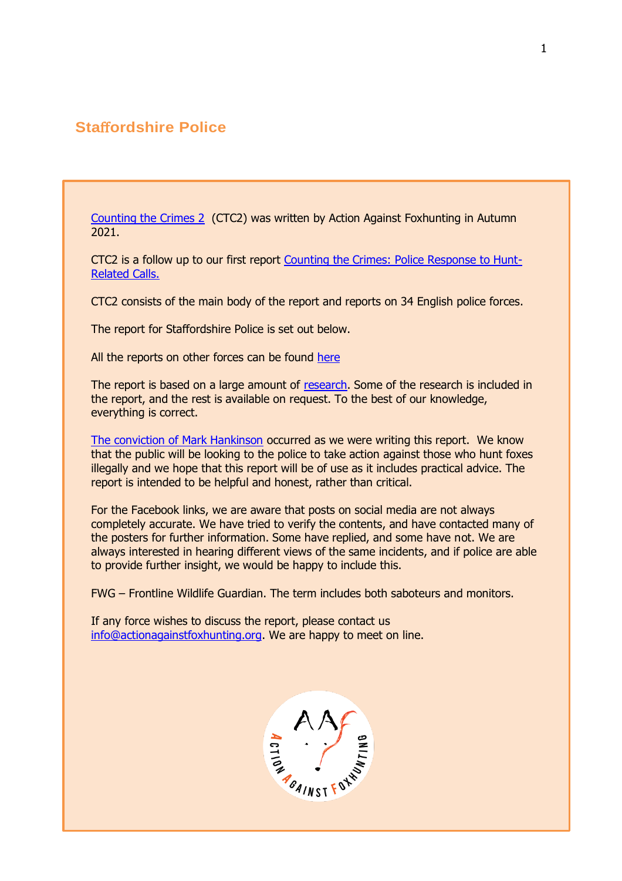# Staffordshire Police

Counting the Crimes 2 (CTC2) was written by Action Against Foxhunting in Autumn 2021.

CTC2 is a follow up to our first report Counting the Crimes: Police Response to Hunt-Related Calls.

CTC2 consists of the main body of the report and reports on 34 English police forces.

The report for Staffordshire Police is set out below.

All the reports on other forces can be found here

The report is based on a large amount of research. Some of the research is included in the report, and the rest is available on request. To the best of our knowledge, everything is correct.

The conviction of Mark Hankinson occurred as we were writing this report. We know that the public will be looking to the police to take action against those who hunt foxes illegally and we hope that this report will be of use as it includes practical advice. The report is intended to be helpful and honest, rather than critical.

For the Facebook links, we are aware that posts on social media are not always completely accurate. We have tried to verify the contents, and have contacted many of the posters for further information. Some have replied, and some have not. We are always interested in hearing different views of the same incidents, and if police are able to provide further insight, we would be happy to include this.

FWG – Frontline Wildlife Guardian. The term includes both saboteurs and monitors.

If any force wishes to discuss the report, please contact us info@actionagainstfoxhunting.org. We are happy to meet on line.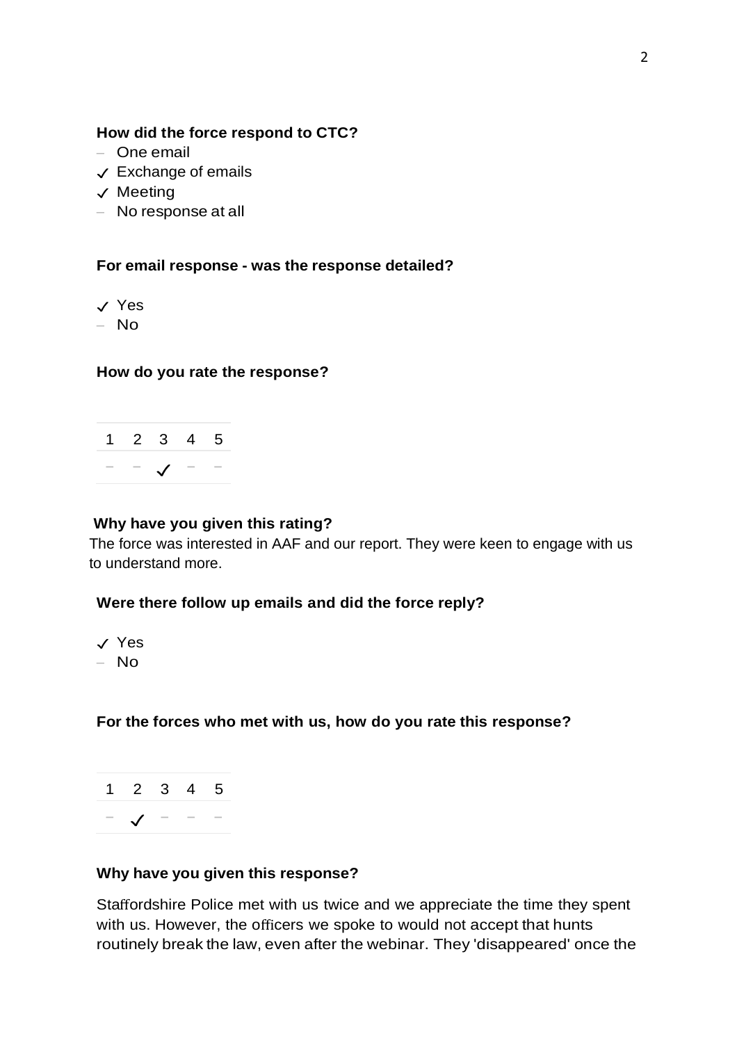**How did the force respond to CTC?**

- One email
- ✓ Exchange of emails
- ✓ Meeting
- No response at all

**For email response - was the response detailed?**

- ✓ Yes
- No

**How do you rate the response?**

| 1 | 2 | 3 | 4 | 5 |
|---|---|---|---|---|
| – | – | ✓ | – | – |

**Why have you given this rating?**

The force was interested in AAF and our report. They were keen to engage with us to understand more.

**Were there follow up emails and did the force reply?**

- ✓ Yes
- No

**For the forces who met with us, how do you rate this response?**

| 1 | 2 | 3 | 4 | 5 |
|---|---|---|---|---|
| – | ✓ | – | – | – |

**Why have you given this response?**

Staffordshire Police met with us twice and we appreciate the time they spent with us. However, the officers we spoke to would not accept that hunts routinely break the law, even after the webinar. They 'disappeared' once the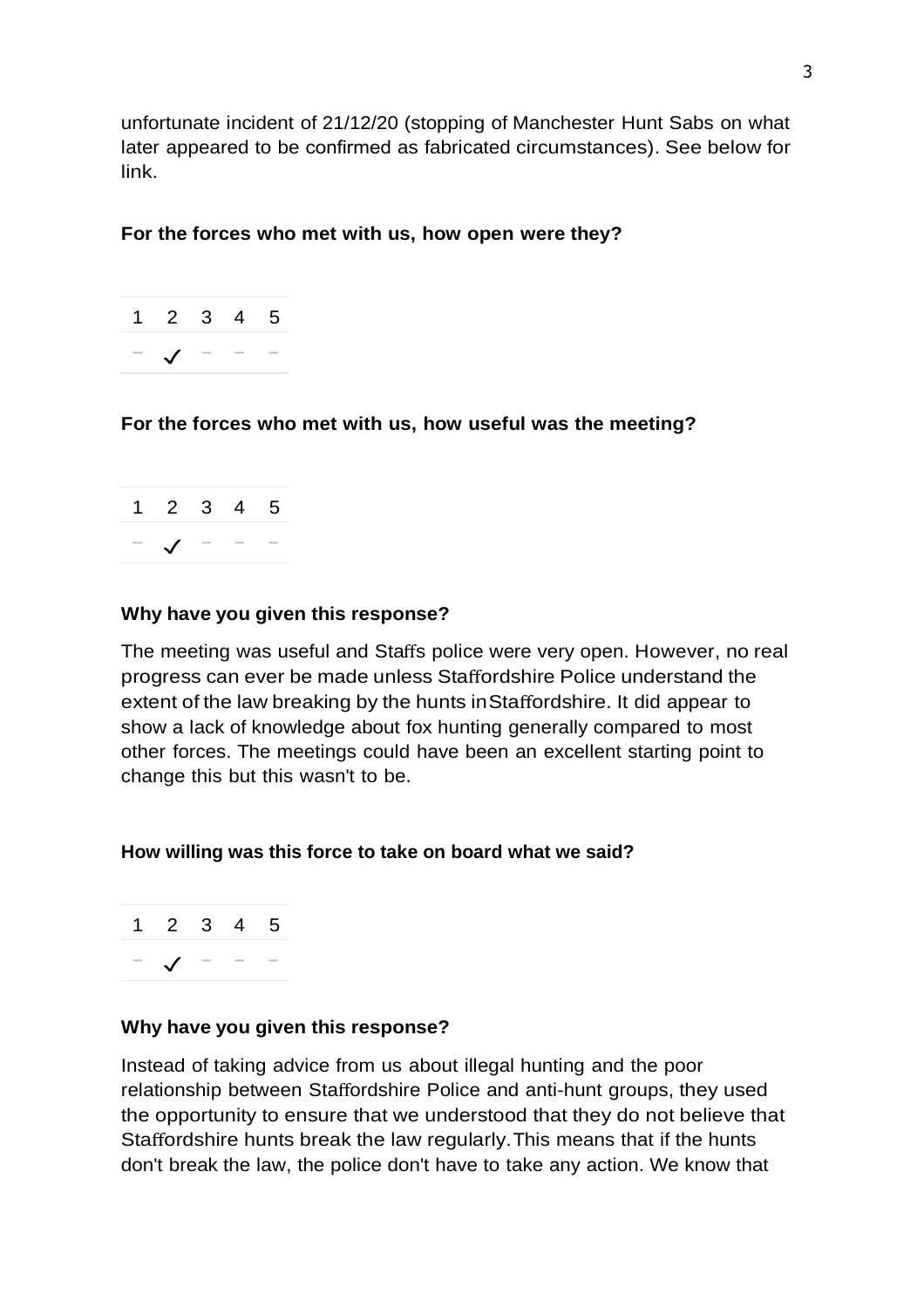unfortunate incident of 21/12/20 (stopping of Manchester Hunt Sabs on what later appeared to be confirmed as fabricated circumstances). See below for link.

**For the forces who met with us, how open were they?**

| 1 | 2 | 3 | 4 | 5 |
|---|---|---|---|---|
| – | ✓ | – | – | – |

**For the forces who met with us, how useful was the meeting?**

| 1 | 2 | 3 | 4 | 5 |
|---|---|---|---|---|
| – | ✓ | – | – | – |

**Why have you given this response?**

The meeting was useful and Staffs police were very open. However, no real progress can ever be made unless Staffordshire Police understand the extent of the law breaking by the hunts in Staffordshire. It did appear to show a lack of knowledge about fox hunting generally compared to most other forces. The meetings could have been an excellent starting point to change this but this wasn't to be.

**How willing was this force to take on board what we said?**

| 1 | 2 | 3 | 4 | 5 |
|---|---|---|---|---|
| – | ✓ | – | – | – |

**Why have you given this response?**

Instead of taking advice from us about illegal hunting and the poor relationship between Staffordshire Police and anti-hunt groups, they used the opportunity to ensure that we understood that they do not believe that Staffordshire hunts break the law regularly. This means that if the hunts don't break the law, the police don't have to take any action. We know that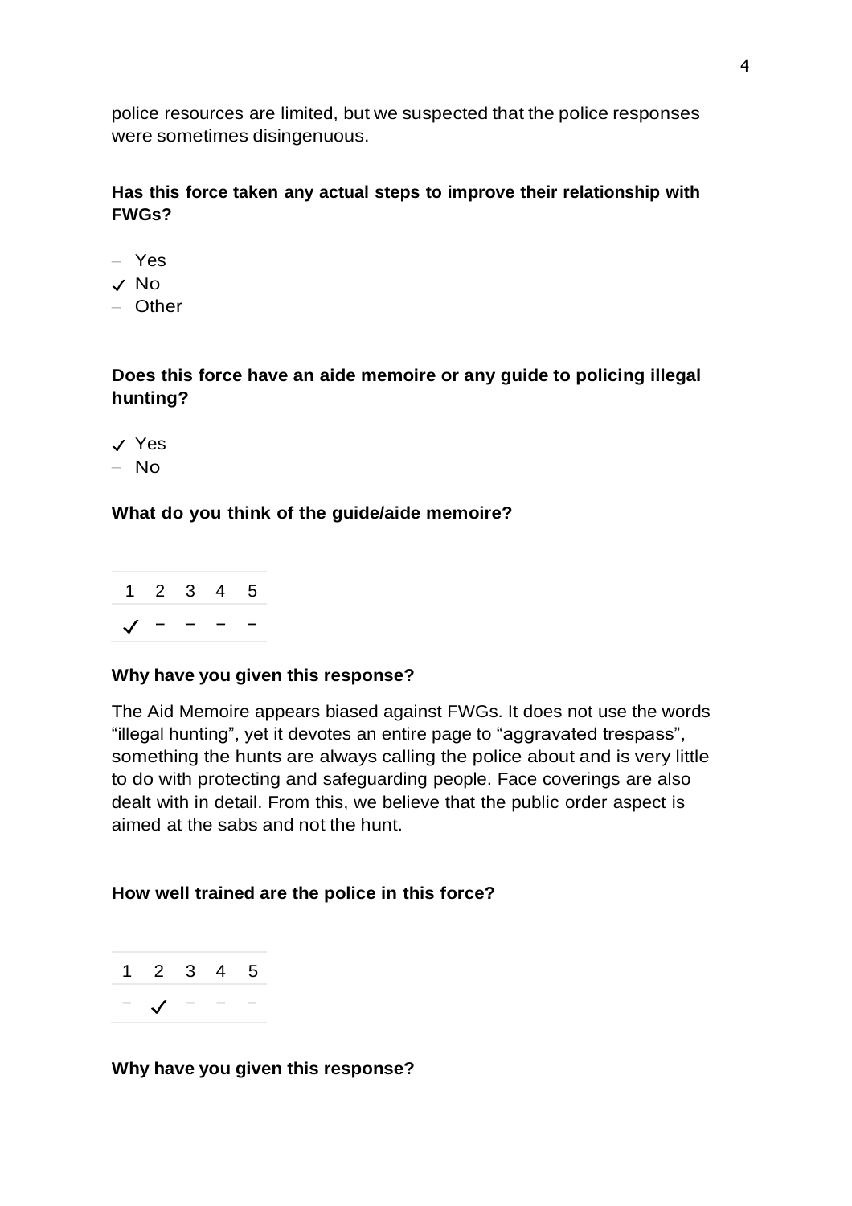police resources are limited, but we suspected that the police responses were sometimes disingenuous.

**Has this force taken any actual steps to improve their relationship with FWGs?**

- – Yes
- ✓ No
- – Other

**Does this force have an aide memoire or any guide to policing illegal hunting?**

- ✓ Yes
- – No

**What do you think of the guide/aide memoire?**

| 1 | 2 | 3 | 4 | 5 |
|---|---|---|---|---|
| ✓ | – | – | – | – |

**Why have you given this response?**

The Aid Memoire appears biased against FWGs. It does not use the words “illegal hunting”, yet it devotes an entire page to “aggravated trespass”, something the hunts are always calling the police about and is very little to do with protecting and safeguarding people. Face coverings are also dealt with in detail. From this, we believe that the public order aspect is aimed at the sabs and not the hunt.

**How well trained are the police in this force?**

| 1 | 2 | 3 | 4 | 5 |
|---|---|---|---|---|
| – | ✓ | – | – | – |

**Why have you given this response?**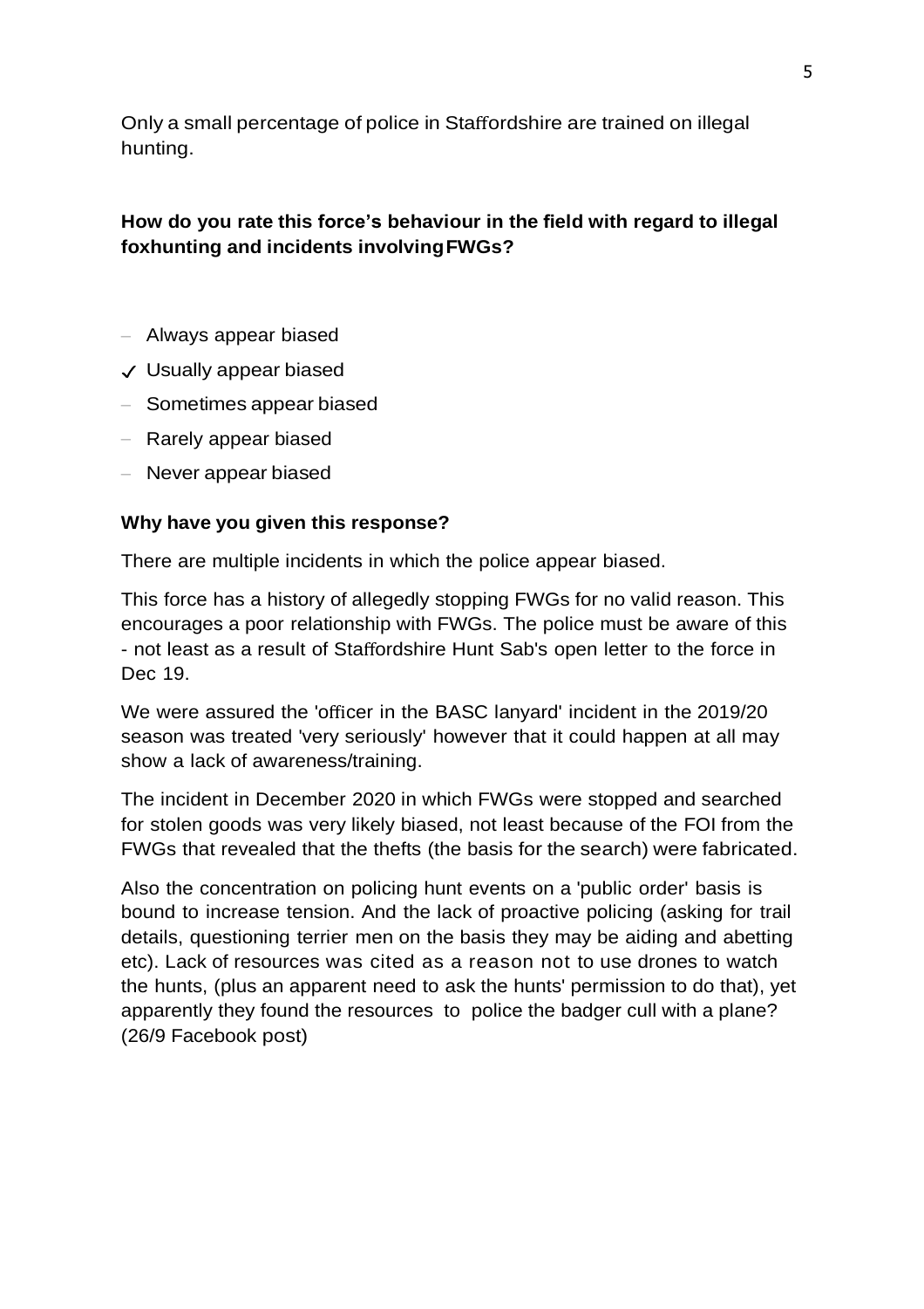Only a small percentage of police in Staffordshire are trained on illegal hunting.

**How do you rate this force's behaviour in the field with regard to illegal foxhunting and incidents involving FWGs?**

- Always appear biased
- ✓ Usually appear biased
- Sometimes appear biased
- Rarely appear biased
- Never appear biased

**Why have you given this response?**

There are multiple incidents in which the police appear biased.

This force has a history of allegedly stopping FWGs for no valid reason. This encourages a poor relationship with FWGs. The police must be aware of this - not least as a result of Staffordshire Hunt Sab's open letter to the force in Dec 19.

We were assured the 'officer in the BASC lanyard' incident in the 2019/20 season was treated 'very seriously' however that it could happen at all may show a lack of awareness/training.

The incident in December 2020 in which FWGs were stopped and searched for stolen goods was very likely biased, not least because of the FOI from the FWGs that revealed that the thefts (the basis for the search) were fabricated.

Also the concentration on policing hunt events on a 'public order' basis is bound to increase tension. And the lack of proactive policing (asking for trail details, questioning terrier men on the basis they may be aiding and abetting etc). Lack of resources was cited as a reason not to use drones to watch the hunts, (plus an apparent need to ask the hunts' permission to do that), yet apparently they found the resources to police the badger cull with a plane? (26/9 Facebook post)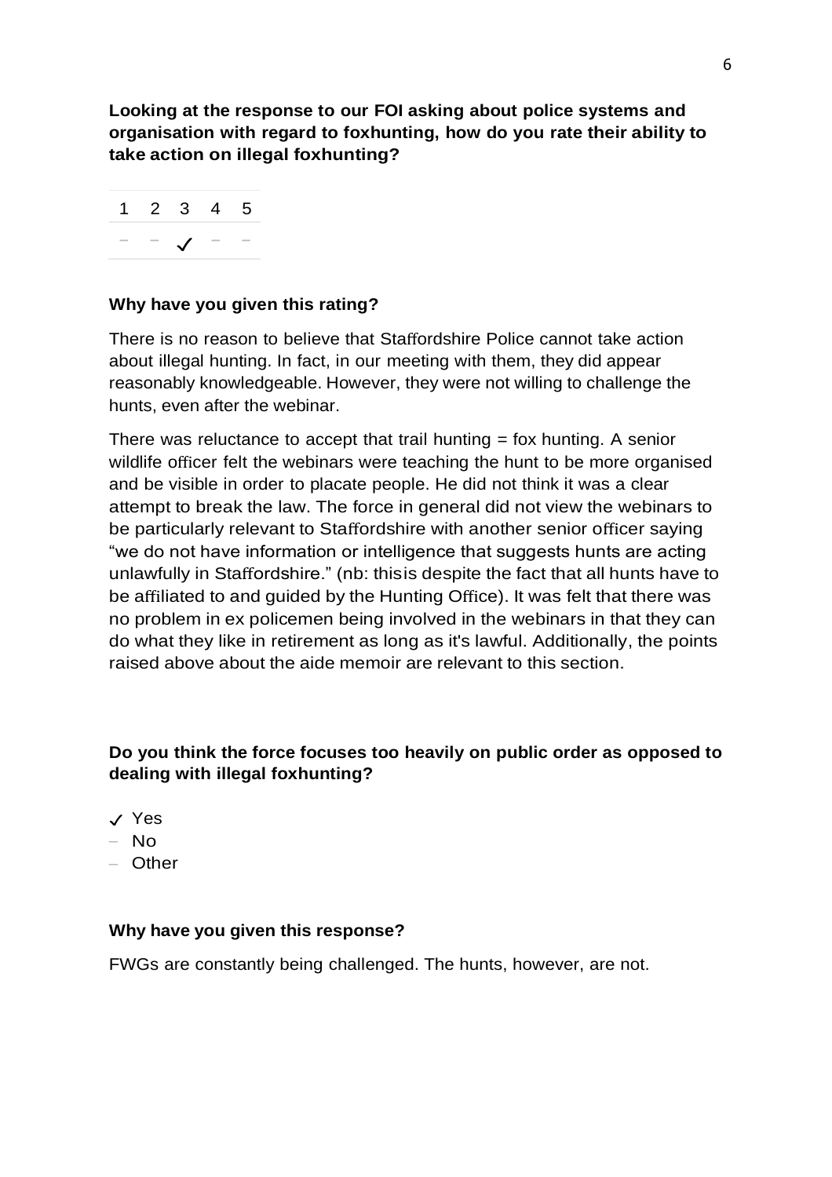**Looking at the response to our FOI asking about police systems and organisation with regard to foxhunting, how do you rate their ability to take action on illegal foxhunting?**

| 1 | 2 | 3 | 4 | 5 |
|---|---|---|---|---|
| – | – | ✓ | – | – |

**Why have you given this rating?**

There is no reason to believe that Staffordshire Police cannot take action about illegal hunting. In fact, in our meeting with them, they did appear reasonably knowledgeable. However, they were not willing to challenge the hunts, even after the webinar.

There was reluctance to accept that trail hunting = fox hunting. A senior wildlife officer felt the webinars were teaching the hunt to be more organised and be visible in order to placate people. He did not think it was a clear attempt to break the law. The force in general did not view the webinars to be particularly relevant to Staffordshire with another senior officer saying "we do not have information or intelligence that suggests hunts are acting unlawfully in Staffordshire." (nb: thisis despite the fact that all hunts have to be affiliated to and guided by the Hunting Office). It was felt that there was no problem in ex policemen being involved in the webinars in that they can do what they like in retirement as long as it's lawful. Additionally, the points raised above about the aide memoir are relevant to this section.

**Do you think the force focuses too heavily on public order as opposed to dealing with illegal foxhunting?**

- ✓ Yes
- – No
- – Other

**Why have you given this response?**

FWGs are constantly being challenged. The hunts, however, are not.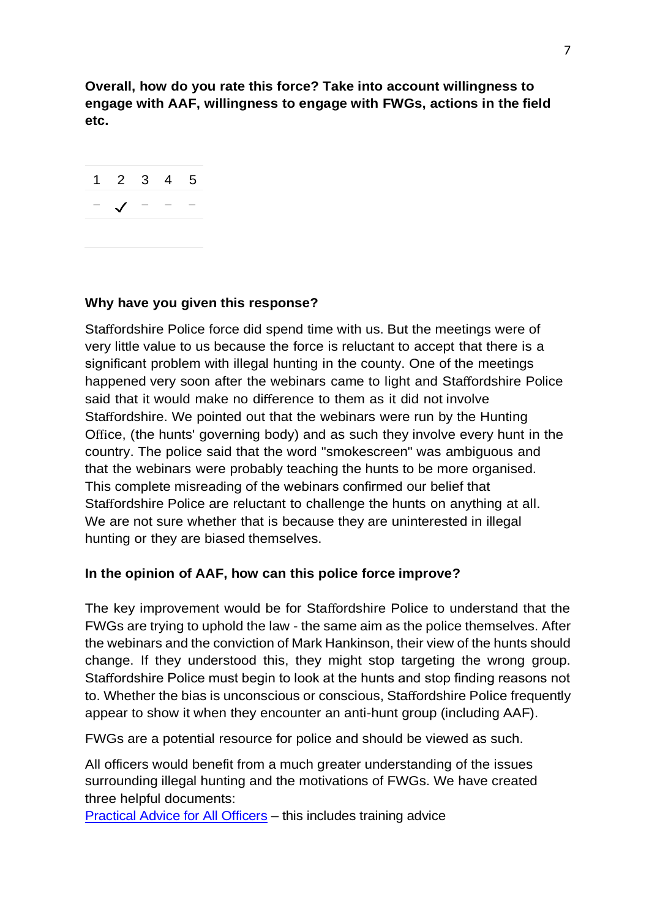**Overall, how do you rate this force? Take into account willingness to engage with AAF, willingness to engage with FWGs, actions in the field etc.**

| 1 | 2 | 3 | 4 | 5 |
|---|---|---|---|---|
| – | ✓ | – | – | – |

**Why have you given this response?**

Staffordshire Police force did spend time with us. But the meetings were of very little value to us because the force is reluctant to accept that there is a significant problem with illegal hunting in the county. One of the meetings happened very soon after the webinars came to light and Staffordshire Police said that it would make no difference to them as it did not involve Staffordshire. We pointed out that the webinars were run by the Hunting Office, (the hunts' governing body) and as such they involve every hunt in the country. The police said that the word "smokescreen" was ambiguous and that the webinars were probably teaching the hunts to be more organised. This complete misreading of the webinars confirmed our belief that Staffordshire Police are reluctant to challenge the hunts on anything at all. We are not sure whether that is because they are uninterested in illegal hunting or they are biased themselves.

**In the opinion of AAF, how can this police force improve?**

The key improvement would be for Staffordshire Police to understand that the FWGs are trying to uphold the law - the same aim as the police themselves. After the webinars and the conviction of Mark Hankinson, their view of the hunts should change. If they understood this, they might stop targeting the wrong group. Staffordshire Police must begin to look at the hunts and stop finding reasons not to. Whether the bias is unconscious or conscious, Staffordshire Police frequently appear to show it when they encounter an anti-hunt group (including AAF).

FWGs are a potential resource for police and should be viewed as such.

All officers would benefit from a much greater understanding of the issues surrounding illegal hunting and the motivations of FWGs. We have created three helpful documents:

Practical Advice for All Officers – this includes training advice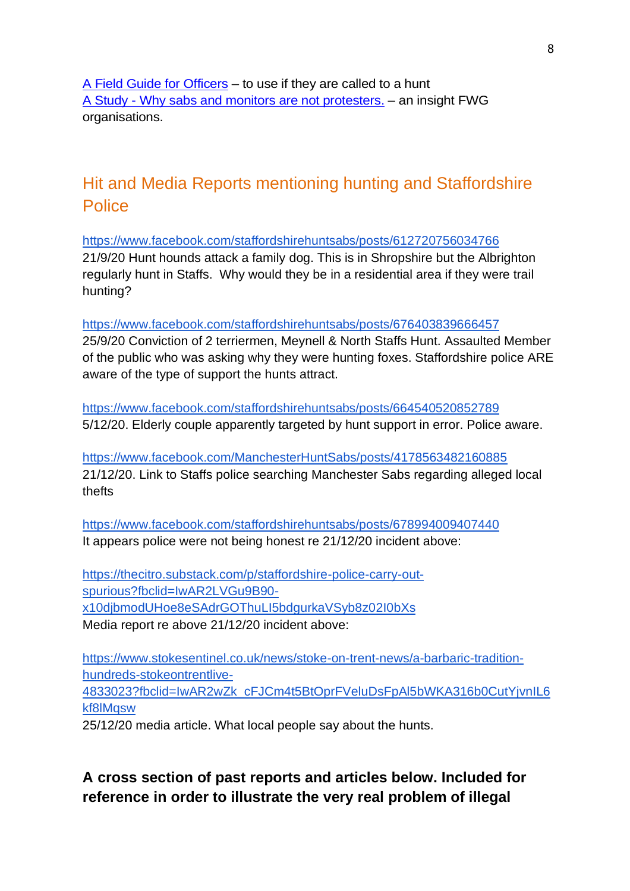[A Field Guide for Officers](#) – to use if they are called to a hunt
[A Study - Why sabs and monitors are not protesters.](#) – an insight FWG organisations.

## Hit and Media Reports mentioning hunting and Staffordshire Police

https://www.facebook.com/staffordshirehuntsabs/posts/612720756034766
21/9/20 Hunt hounds attack a family dog. This is in Shropshire but the Albrighton regularly hunt in Staffs. Why would they be in a residential area if they were trail hunting?

https://www.facebook.com/staffordshirehuntsabs/posts/676403839666457
25/9/20 Conviction of 2 terriermen, Meynell & North Staffs Hunt. Assaulted Member of the public who was asking why they were hunting foxes. Staffordshire police ARE aware of the type of support the hunts attract.

https://www.facebook.com/staffordshirehuntsabs/posts/664540520852789
5/12/20. Elderly couple apparently targeted by hunt support in error. Police aware.

https://www.facebook.com/ManchesterHuntSabs/posts/4178563482160885
21/12/20. Link to Staffs police searching Manchester Sabs regarding alleged local thefts

https://www.facebook.com/staffordshirehuntsabs/posts/678994009407440
It appears police were not being honest re 21/12/20 incident above:

https://thecitro.substack.com/p/staffordshire-police-carry-out-spurious?fbclid=IwAR2LVGu9B90-x10djbmodUHoe8eSAdrGOThuLI5bdgurkaVSyb8z02I0bXs
Media report re above 21/12/20 incident above:

https://www.stokesentinel.co.uk/news/stoke-on-trent-news/a-barbaric-tradition-hundreds-stokeontrentlive-4833023?fbclid=IwAR2wZk_cFJCm4t5BtOprFVeluDsFpAl5bWKA316b0CutYjvnIL6kf8lMqsw
25/12/20 media article. What local people say about the hunts.

**A cross section of past reports and articles below. Included for reference in order to illustrate the very real problem of illegal**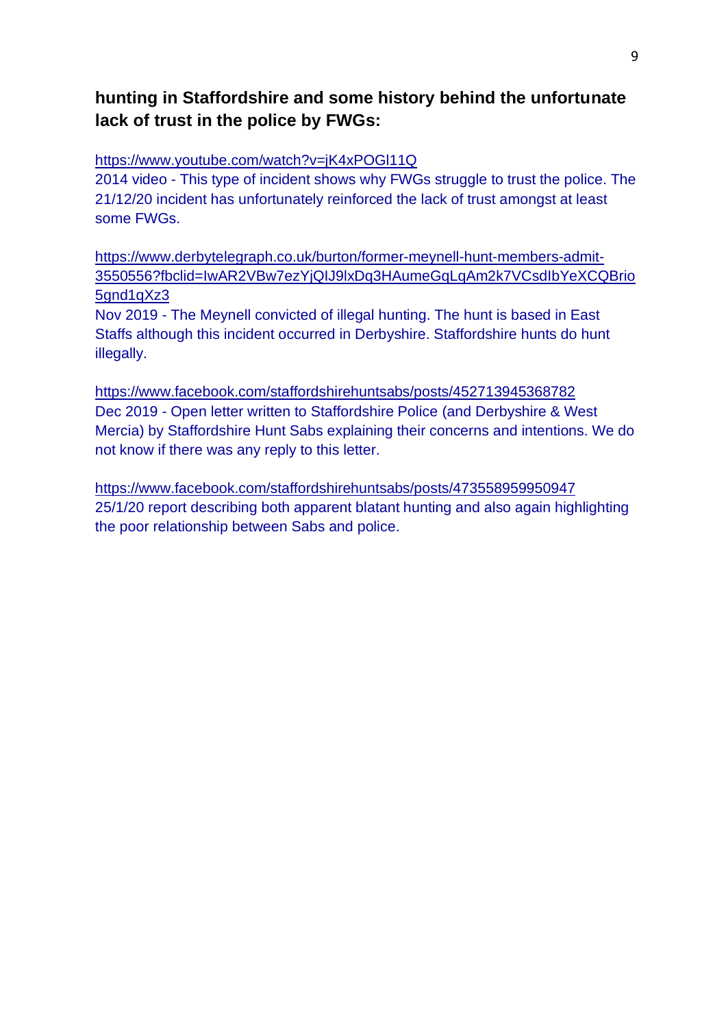**hunting in Staffordshire and some history behind the unfortunate lack of trust in the police by FWGs:**

https://www.youtube.com/watch?v=jK4xPOGl11Q
2014 video - This type of incident shows why FWGs struggle to trust the police. The 21/12/20 incident has unfortunately reinforced the lack of trust amongst at least some FWGs.

https://www.derbytelegraph.co.uk/burton/former-meynell-hunt-members-admit-3550556?fbclid=IwAR2VBw7ezYjQIJ9lxDq3HAumeGqLqAm2k7VCsdIbYeXCQBrio5gnd1qXz3
Nov 2019 - The Meynell convicted of illegal hunting. The hunt is based in East Staffs although this incident occurred in Derbyshire. Staffordshire hunts do hunt illegally.

https://www.facebook.com/staffordshirehuntsabs/posts/452713945368782
Dec 2019 - Open letter written to Staffordshire Police (and Derbyshire & West Mercia) by Staffordshire Hunt Sabs explaining their concerns and intentions. We do not know if there was any reply to this letter.

https://www.facebook.com/staffordshirehuntsabs/posts/473558959950947
25/1/20 report describing both apparent blatant hunting and also again highlighting the poor relationship between Sabs and police.